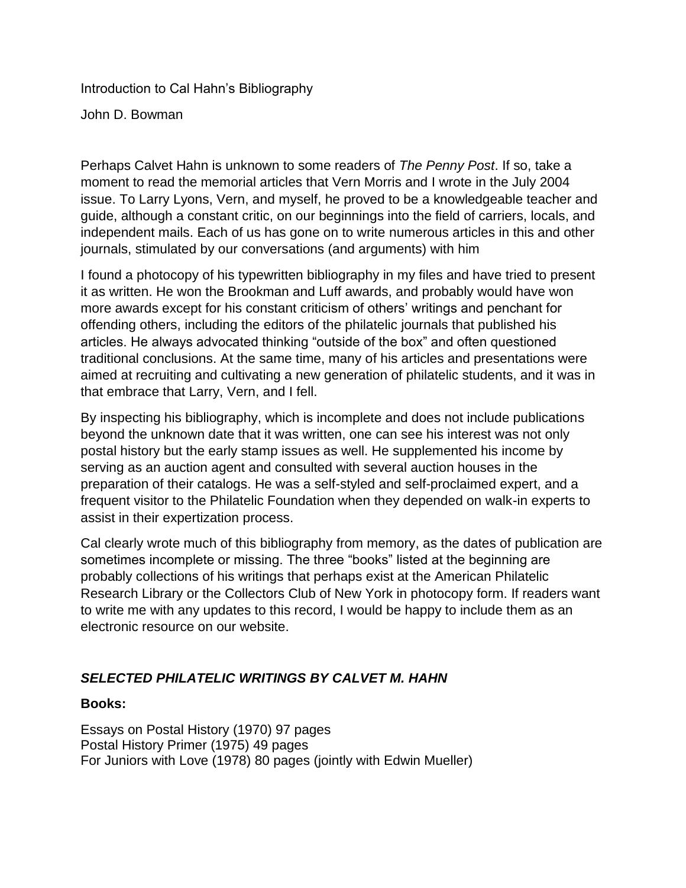# Introduction to Cal Hahn's Bibliography

John D. Bowman

Perhaps Calvet Hahn is unknown to some readers of *The Penny Post*. If so, take a moment to read the memorial articles that Vern Morris and I wrote in the July 2004 issue. To Larry Lyons, Vern, and myself, he proved to be a knowledgeable teacher and guide, although a constant critic, on our beginnings into the field of carriers, locals, and independent mails. Each of us has gone on to write numerous articles in this and other journals, stimulated by our conversations (and arguments) with him

I found a photocopy of his typewritten bibliography in my files and have tried to present it as written. He won the Brookman and Luff awards, and probably would have won more awards except for his constant criticism of others' writings and penchant for offending others, including the editors of the philatelic journals that published his articles. He always advocated thinking "outside of the box" and often questioned traditional conclusions. At the same time, many of his articles and presentations were aimed at recruiting and cultivating a new generation of philatelic students, and it was in that embrace that Larry, Vern, and I fell.

By inspecting his bibliography, which is incomplete and does not include publications beyond the unknown date that it was written, one can see his interest was not only postal history but the early stamp issues as well. He supplemented his income by serving as an auction agent and consulted with several auction houses in the preparation of their catalogs. He was a self-styled and self-proclaimed expert, and a frequent visitor to the Philatelic Foundation when they depended on walk-in experts to assist in their expertization process.

Cal clearly wrote much of this bibliography from memory, as the dates of publication are sometimes incomplete or missing. The three "books" listed at the beginning are probably collections of his writings that perhaps exist at the American Philatelic Research Library or the Collectors Club of New York in photocopy form. If readers want to write me with any updates to this record, I would be happy to include them as an electronic resource on our website.

## *SELECTED PHILATELIC WRITINGS BY CALVET M. HAHN*

**Books:**

Essays on Postal History (1970) 97 pages
Postal History Primer (1975) 49 pages
For Juniors with Love (1978) 80 pages (jointly with Edwin Mueller)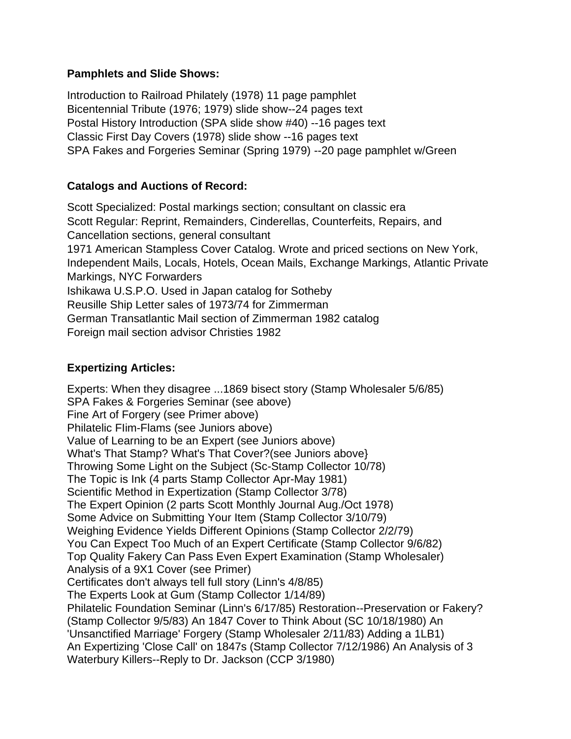**Pamphlets and Slide Shows:**

Introduction to Railroad Philately (1978) 11 page pamphlet
Bicentennial Tribute (1976; 1979) slide show--24 pages text
Postal History Introduction (SPA slide show #40) --16 pages text
Classic First Day Covers (1978) slide show --16 pages text
SPA Fakes and Forgeries Seminar (Spring 1979) --20 page pamphlet w/Green

**Catalogs and Auctions of Record:**

Scott Specialized: Postal markings section; consultant on classic era
Scott Regular: Reprint, Remainders, Cinderellas, Counterfeits, Repairs, and Cancellation sections, general consultant
1971 American Stampless Cover Catalog. Wrote and priced sections on New York, Independent Mails, Locals, Hotels, Ocean Mails, Exchange Markings, Atlantic Private Markings, NYC Forwarders
Ishikawa U.S.P.O. Used in Japan catalog for Sotheby
Reusille Ship Letter sales of 1973/74 for Zimmerman
German Transatlantic Mail section of Zimmerman 1982 catalog
Foreign mail section advisor Christies 1982

**Expertizing Articles:**

Experts: When they disagree ...1869 bisect story (Stamp Wholesaler 5/6/85)
SPA Fakes & Forgeries Seminar (see above)
Fine Art of Forgery (see Primer above)
Philatelic FIim-Flams (see Juniors above)
Value of Learning to be an Expert (see Juniors above)
What's That Stamp? What's That Cover?(see Juniors above}
Throwing Some Light on the Subject (Sc-Stamp Collector 10/78)
The Topic is Ink (4 parts Stamp Collector Apr-May 1981)
Scientific Method in Expertization (Stamp Collector 3/78)
The Expert Opinion (2 parts Scott Monthly Journal Aug./Oct 1978)
Some Advice on Submitting Your Item (Stamp Collector 3/10/79)
Weighing Evidence Yields Different Opinions (Stamp Collector 2/2/79)
You Can Expect Too Much of an Expert Certificate (Stamp Collector 9/6/82)
Top Quality Fakery Can Pass Even Expert Examination (Stamp Wholesaler)
Analysis of a 9X1 Cover (see Primer)
Certificates don't always tell full story (Linn's 4/8/85)
The Experts Look at Gum (Stamp Collector 1/14/89)
Philatelic Foundation Seminar (Linn's 6/17/85) Restoration--Preservation or Fakery? (Stamp Collector 9/5/83) An 1847 Cover to Think About (SC 10/18/1980) An 'Unsanctified Marriage' Forgery (Stamp Wholesaler 2/11/83) Adding a 1LB1)
An Expertizing 'Close Call' on 1847s (Stamp Collector 7/12/1986) An Analysis of 3 Waterbury Killers--Reply to Dr. Jackson (CCP 3/1980)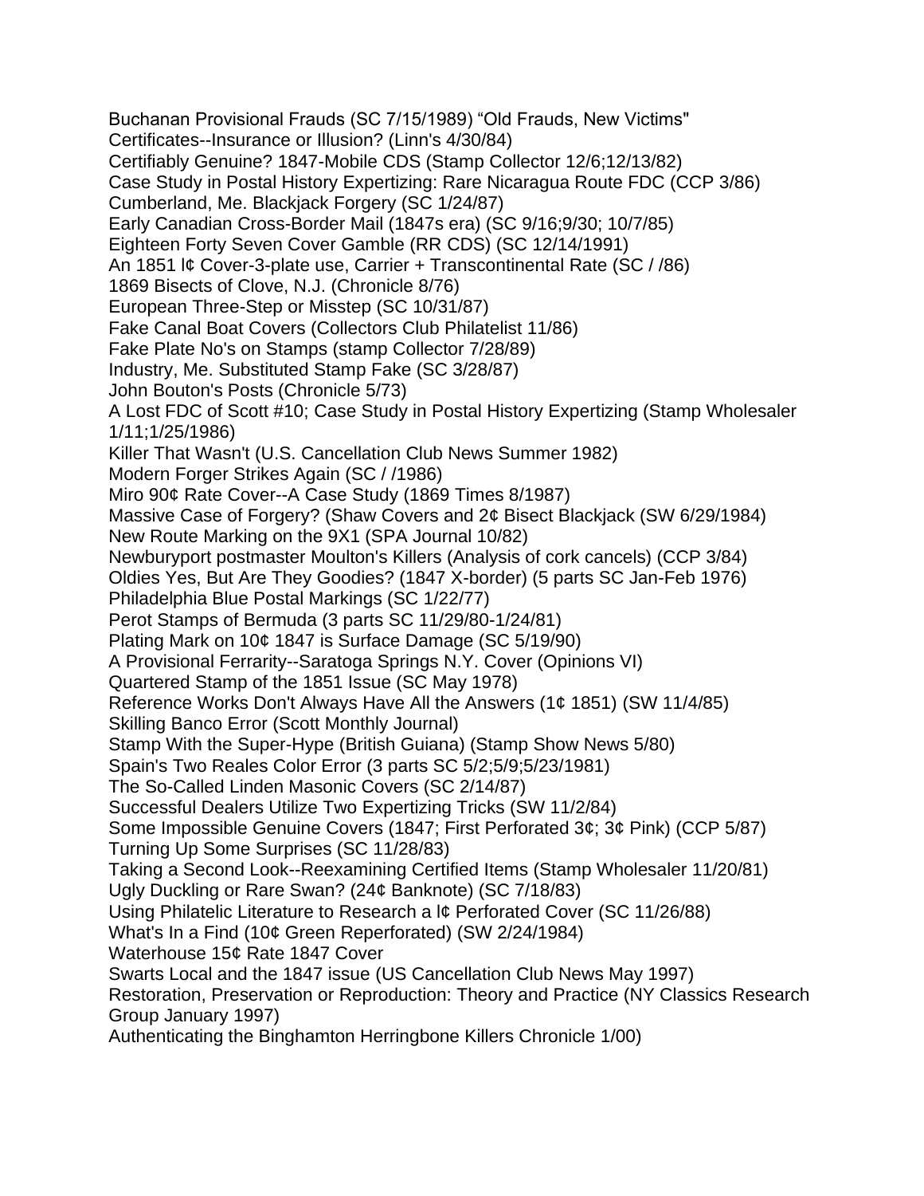Buchanan Provisional Frauds (SC 7/15/1989) "Old Frauds, New Victims"
Certificates--Insurance or Illusion? (Linn's 4/30/84)
Certifiably Genuine? 1847-Mobile CDS (Stamp Collector 12/6;12/13/82)
Case Study in Postal History Expertizing: Rare Nicaragua Route FDC (CCP 3/86)
Cumberland, Me. Blackjack Forgery (SC 1/24/87)
Early Canadian Cross-Border Mail (1847s era) (SC 9/16;9/30; 10/7/85)
Eighteen Forty Seven Cover Gamble (RR CDS) (SC 12/14/1991)
An 1851 l¢ Cover-3-plate use, Carrier + Transcontinental Rate (SC / /86)
1869 Bisects of Clove, N.J. (Chronicle 8/76)
European Three-Step or Misstep (SC 10/31/87)
Fake Canal Boat Covers (Collectors Club Philatelist 11/86)
Fake Plate No's on Stamps (stamp Collector 7/28/89)
Industry, Me. Substituted Stamp Fake (SC 3/28/87)
John Bouton's Posts (Chronicle 5/73)
A Lost FDC of Scott #10; Case Study in Postal History Expertizing (Stamp Wholesaler 1/11;1/25/1986)
Killer That Wasn't (U.S. Cancellation Club News Summer 1982)
Modern Forger Strikes Again (SC / /1986)
Miro 90¢ Rate Cover--A Case Study (1869 Times 8/1987)
Massive Case of Forgery? (Shaw Covers and 2¢ Bisect Blackjack (SW 6/29/1984)
New Route Marking on the 9X1 (SPA Journal 10/82)
Newburyport postmaster Moulton's Killers (Analysis of cork cancels) (CCP 3/84)
Oldies Yes, But Are They Goodies? (1847 X-border) (5 parts SC Jan-Feb 1976)
Philadelphia Blue Postal Markings (SC 1/22/77)
Perot Stamps of Bermuda (3 parts SC 11/29/80-1/24/81)
Plating Mark on 10¢ 1847 is Surface Damage (SC 5/19/90)
A Provisional Ferrarity--Saratoga Springs N.Y. Cover (Opinions VI)
Quartered Stamp of the 1851 Issue (SC May 1978)
Reference Works Don't Always Have All the Answers (1¢ 1851) (SW 11/4/85)
Skilling Banco Error (Scott Monthly Journal)
Stamp With the Super-Hype (British Guiana) (Stamp Show News 5/80)
Spain's Two Reales Color Error (3 parts SC 5/2;5/9;5/23/1981)
The So-Called Linden Masonic Covers (SC 2/14/87)
Successful Dealers Utilize Two Expertizing Tricks (SW 11/2/84)
Some Impossible Genuine Covers (1847; First Perforated 3¢; 3¢ Pink) (CCP 5/87)
Turning Up Some Surprises (SC 11/28/83)
Taking a Second Look--Reexamining Certified Items (Stamp Wholesaler 11/20/81)
Ugly Duckling or Rare Swan? (24¢ Banknote) (SC 7/18/83)
Using Philatelic Literature to Research a l¢ Perforated Cover (SC 11/26/88)
What's In a Find (10¢ Green Reperforated) (SW 2/24/1984)
Waterhouse 15¢ Rate 1847 Cover
Swarts Local and the 1847 issue (US Cancellation Club News May 1997)
Restoration, Preservation or Reproduction: Theory and Practice (NY Classics Research Group January 1997)
Authenticating the Binghamton Herringbone Killers Chronicle 1/00)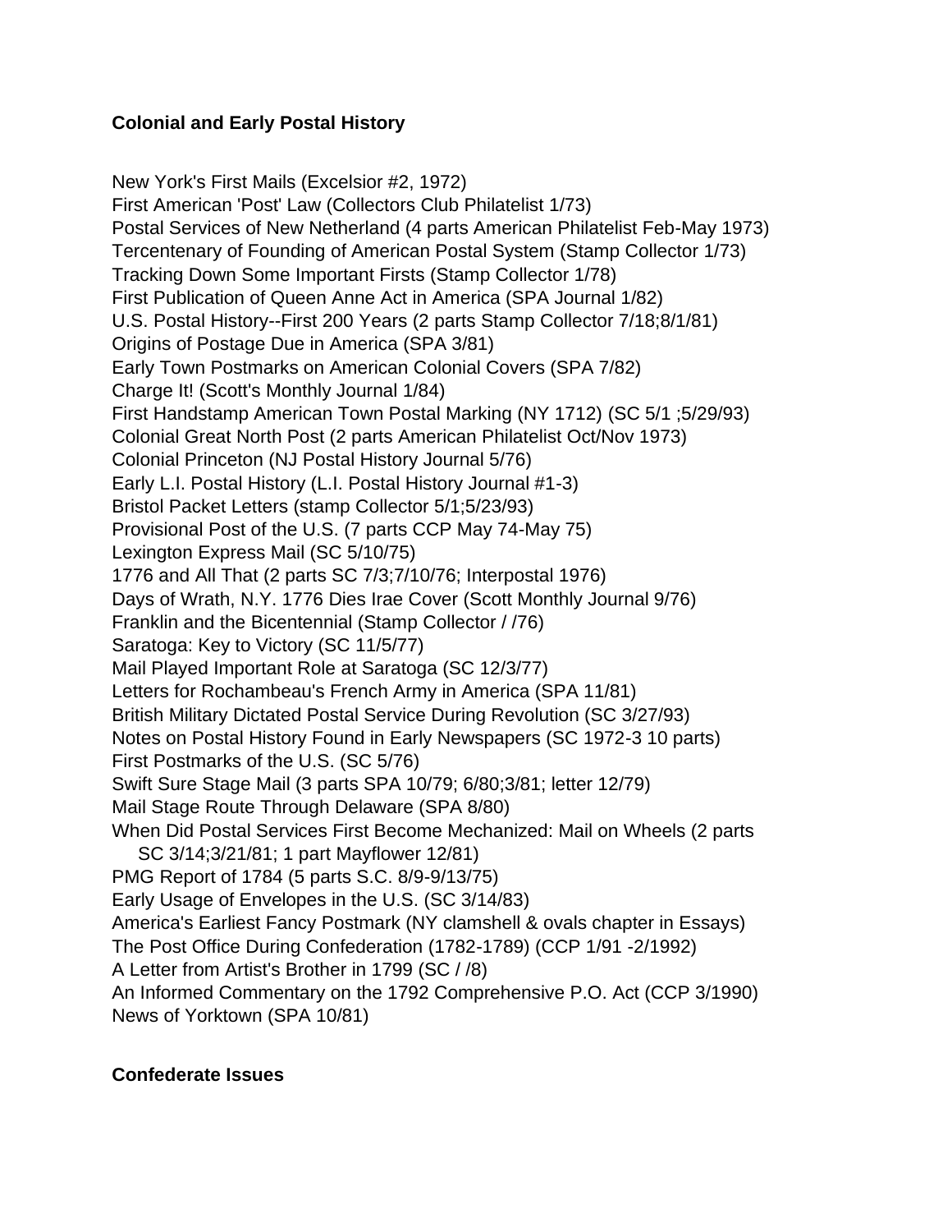**Colonial and Early Postal History**

New York's First Mails (Excelsior #2, 1972)
First American 'Post' Law (Collectors Club Philatelist 1/73)
Postal Services of New Netherland (4 parts American Philatelist Feb-May 1973)
Tercentenary of Founding of American Postal System (Stamp Collector 1/73)
Tracking Down Some Important Firsts (Stamp Collector 1/78)
First Publication of Queen Anne Act in America (SPA Journal 1/82)
U.S. Postal History--First 200 Years (2 parts Stamp Collector 7/18;8/1/81)
Origins of Postage Due in America (SPA 3/81)
Early Town Postmarks on American Colonial Covers (SPA 7/82)
Charge It! (Scott's Monthly Journal 1/84)
First Handstamp American Town Postal Marking (NY 1712) (SC 5/1 ;5/29/93)
Colonial Great North Post (2 parts American Philatelist Oct/Nov 1973)
Colonial Princeton (NJ Postal History Journal 5/76)
Early L.I. Postal History (L.I. Postal History Journal #1-3)
Bristol Packet Letters (stamp Collector 5/1;5/23/93)
Provisional Post of the U.S. (7 parts CCP May 74-May 75)
Lexington Express Mail (SC 5/10/75)
1776 and All That (2 parts SC 7/3;7/10/76; Interpostal 1976)
Days of Wrath, N.Y. 1776 Dies Irae Cover (Scott Monthly Journal 9/76)
Franklin and the Bicentennial (Stamp Collector / /76)
Saratoga: Key to Victory (SC 11/5/77)
Mail Played Important Role at Saratoga (SC 12/3/77)
Letters for Rochambeau's French Army in America (SPA 11/81)
British Military Dictated Postal Service During Revolution (SC 3/27/93)
Notes on Postal History Found in Early Newspapers (SC 1972-3 10 parts)
First Postmarks of the U.S. (SC 5/76)
Swift Sure Stage Mail (3 parts SPA 10/79; 6/80;3/81; letter 12/79)
Mail Stage Route Through Delaware (SPA 8/80)
When Did Postal Services First Become Mechanized: Mail on Wheels (2 parts SC 3/14;3/21/81; 1 part Mayflower 12/81)
PMG Report of 1784 (5 parts S.C. 8/9-9/13/75)
Early Usage of Envelopes in the U.S. (SC 3/14/83)
America's Earliest Fancy Postmark (NY clamshell & ovals chapter in Essays)
The Post Office During Confederation (1782-1789) (CCP 1/91 -2/1992)
A Letter from Artist's Brother in 1799 (SC / /8)
An Informed Commentary on the 1792 Comprehensive P.O. Act (CCP 3/1990)
News of Yorktown (SPA 10/81)

**Confederate Issues**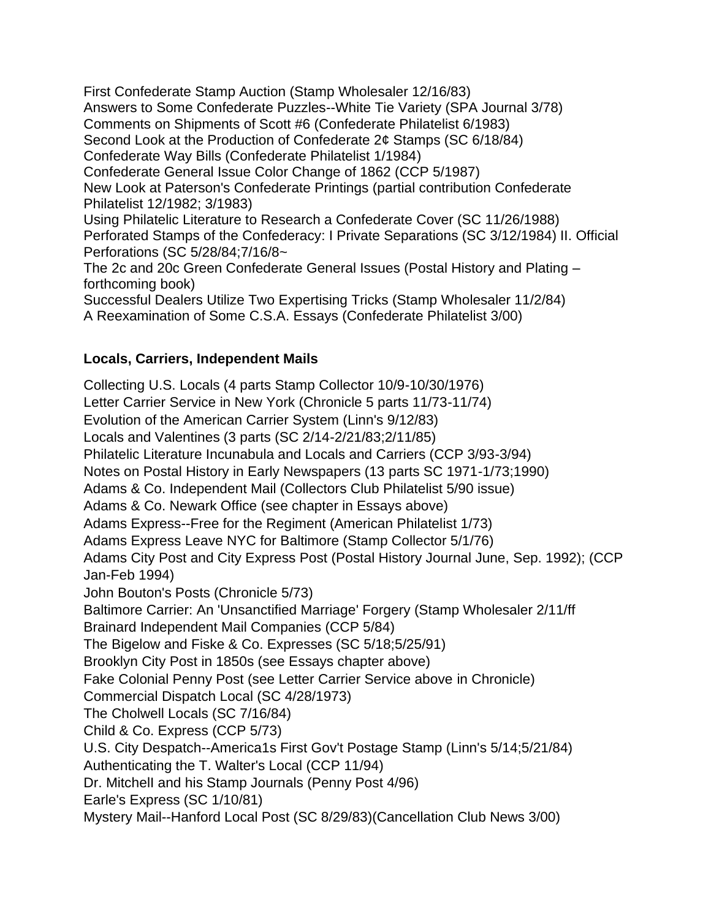First Confederate Stamp Auction (Stamp Wholesaler 12/16/83)
Answers to Some Confederate Puzzles--White Tie Variety (SPA Journal 3/78)
Comments on Shipments of Scott #6 (Confederate Philatelist 6/1983)
Second Look at the Production of Confederate 2¢ Stamps (SC 6/18/84)
Confederate Way Bills (Confederate Philatelist 1/1984)
Confederate General Issue Color Change of 1862 (CCP 5/1987)
New Look at Paterson's Confederate Printings (partial contribution Confederate Philatelist 12/1982; 3/1983)
Using Philatelic Literature to Research a Confederate Cover (SC 11/26/1988)
Perforated Stamps of the Confederacy: I Private Separations (SC 3/12/1984) II. Official Perforations (SC 5/28/84;7/16/8~
The 2c and 20c Green Confederate General Issues (Postal History and Plating – forthcoming book)
Successful Dealers Utilize Two Expertising Tricks (Stamp Wholesaler 11/2/84)
A Reexamination of Some C.S.A. Essays (Confederate Philatelist 3/00)

**Locals, Carriers, Independent Mails**

Collecting U.S. Locals (4 parts Stamp Collector 10/9-10/30/1976)
Letter Carrier Service in New York (Chronicle 5 parts 11/73-11/74)
Evolution of the American Carrier System (Linn's 9/12/83)
Locals and Valentines (3 parts (SC 2/14-2/21/83;2/11/85)
Philatelic Literature Incunabula and Locals and Carriers (CCP 3/93-3/94)
Notes on Postal History in Early Newspapers (13 parts SC 1971-1/73;1990)
Adams & Co. Independent Mail (Collectors Club Philatelist 5/90 issue)
Adams & Co. Newark Office (see chapter in Essays above)
Adams Express--Free for the Regiment (American Philatelist 1/73)
Adams Express Leave NYC for Baltimore (Stamp Collector 5/1/76)
Adams City Post and City Express Post (Postal History Journal June, Sep. 1992); (CCP Jan-Feb 1994)
John Bouton's Posts (Chronicle 5/73)
Baltimore Carrier: An 'Unsanctified Marriage' Forgery (Stamp Wholesaler 2/11/ff
Brainard Independent Mail Companies (CCP 5/84)
The Bigelow and Fiske & Co. Expresses (SC 5/18;5/25/91)
Brooklyn City Post in 1850s (see Essays chapter above)
Fake Colonial Penny Post (see Letter Carrier Service above in Chronicle)
Commercial Dispatch Local (SC 4/28/1973)
The Cholwell Locals (SC 7/16/84)
Child & Co. Express (CCP 5/73)
U.S. City Despatch--America1s First Gov't Postage Stamp (Linn's 5/14;5/21/84)
Authenticating the T. Walter's Local (CCP 11/94)
Dr. Mitchell and his Stamp Journals (Penny Post 4/96)
Earle's Express (SC 1/10/81)
Mystery Mail--Hanford Local Post (SC 8/29/83)(Cancellation Club News 3/00)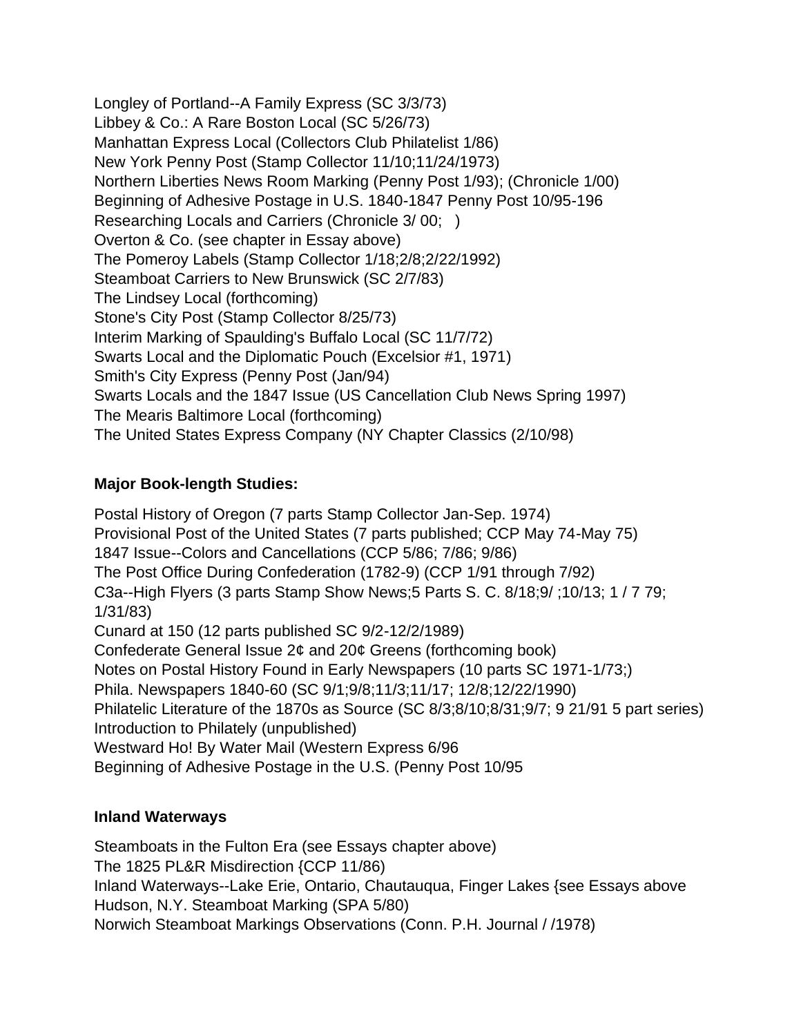Longley of Portland--A Family Express (SC 3/3/73)
Libbey & Co.: A Rare Boston Local (SC 5/26/73)
Manhattan Express Local (Collectors Club Philatelist 1/86)
New York Penny Post (Stamp Collector 11/10;11/24/1973)
Northern Liberties News Room Marking (Penny Post 1/93); (Chronicle 1/00)
Beginning of Adhesive Postage in U.S. 1840-1847 Penny Post 10/95-196
Researching Locals and Carriers (Chronicle 3/ 00; )
Overton & Co. (see chapter in Essay above)
The Pomeroy Labels (Stamp Collector 1/18;2/8;2/22/1992)
Steamboat Carriers to New Brunswick (SC 2/7/83)
The Lindsey Local (forthcoming)
Stone's City Post (Stamp Collector 8/25/73)
Interim Marking of Spaulding's Buffalo Local (SC 11/7/72)
Swarts Local and the Diplomatic Pouch (Excelsior #1, 1971)
Smith's City Express (Penny Post (Jan/94)
Swarts Locals and the 1847 Issue (US Cancellation Club News Spring 1997)
The Mearis Baltimore Local (forthcoming)
The United States Express Company (NY Chapter Classics (2/10/98)

**Major Book-length Studies:**

Postal History of Oregon (7 parts Stamp Collector Jan-Sep. 1974)
Provisional Post of the United States (7 parts published; CCP May 74-May 75)
1847 Issue--Colors and Cancellations (CCP 5/86; 7/86; 9/86)
The Post Office During Confederation (1782-9) (CCP 1/91 through 7/92)
C3a--High Flyers (3 parts Stamp Show News;5 Parts S. C. 8/18;9/ ;10/13; 1 / 7 79; 1/31/83)
Cunard at 150 (12 parts published SC 9/2-12/2/1989)
Confederate General Issue 2¢ and 20¢ Greens (forthcoming book)
Notes on Postal History Found in Early Newspapers (10 parts SC 1971-1/73;)
Phila. Newspapers 1840-60 (SC 9/1;9/8;11/3;11/17; 12/8;12/22/1990)
Philatelic Literature of the 1870s as Source (SC 8/3;8/10;8/31;9/7; 9 21/91 5 part series)
Introduction to Philately (unpublished)
Westward Ho! By Water Mail (Western Express 6/96
Beginning of Adhesive Postage in the U.S. (Penny Post 10/95

**Inland Waterways**

Steamboats in the Fulton Era (see Essays chapter above)
The 1825 PL&R Misdirection {CCP 11/86)
Inland Waterways--Lake Erie, Ontario, Chautauqua, Finger Lakes {see Essays above
Hudson, N.Y. Steamboat Marking (SPA 5/80)
Norwich Steamboat Markings Observations (Conn. P.H. Journal / /1978)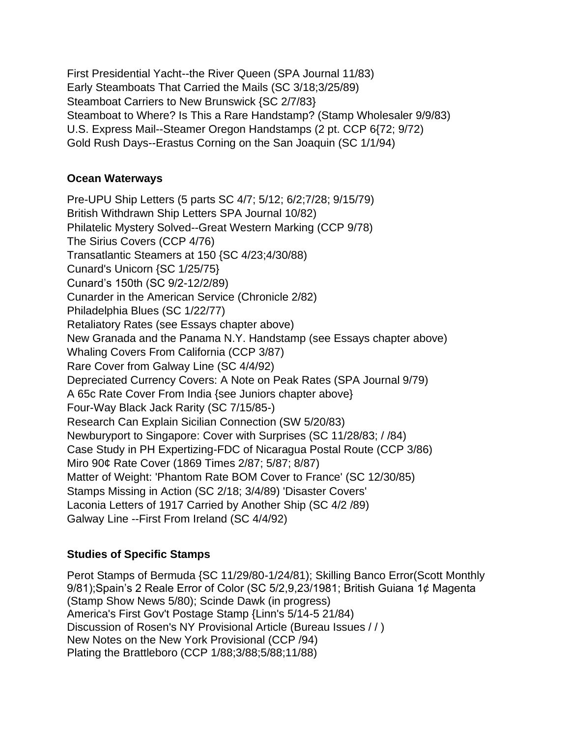First Presidential Yacht--the River Queen (SPA Journal 11/83)
Early Steamboats That Carried the Mails (SC 3/18;3/25/89)
Steamboat Carriers to New Brunswick {SC 2/7/83}
Steamboat to Where? Is This a Rare Handstamp? (Stamp Wholesaler 9/9/83)
U.S. Express Mail--Steamer Oregon Handstamps (2 pt. CCP 6{72; 9/72)
Gold Rush Days--Erastus Corning on the San Joaquin (SC 1/1/94)

**Ocean Waterways**

Pre-UPU Ship Letters (5 parts SC 4/7; 5/12; 6/2;7/28; 9/15/79)
British Withdrawn Ship Letters SPA Journal 10/82)
Philatelic Mystery Solved--Great Western Marking (CCP 9/78)
The Sirius Covers (CCP 4/76)
Transatlantic Steamers at 150 {SC 4/23;4/30/88)
Cunard's Unicorn {SC 1/25/75}
Cunard's 150th (SC 9/2-12/2/89)
Cunarder in the American Service (Chronicle 2/82)
Philadelphia Blues (SC 1/22/77)
Retaliatory Rates (see Essays chapter above)
New Granada and the Panama N.Y. Handstamp (see Essays chapter above)
Whaling Covers From California (CCP 3/87)
Rare Cover from Galway Line (SC 4/4/92)
Depreciated Currency Covers: A Note on Peak Rates (SPA Journal 9/79)
A 65c Rate Cover From India {see Juniors chapter above}
Four-Way Black Jack Rarity (SC 7/15/85-)
Research Can Explain Sicilian Connection (SW 5/20/83)
Newburyport to Singapore: Cover with Surprises (SC 11/28/83; / /84)
Case Study in PH Expertizing-FDC of Nicaragua Postal Route (CCP 3/86)
Miro 90¢ Rate Cover (1869 Times 2/87; 5/87; 8/87)
Matter of Weight: 'Phantom Rate BOM Cover to France' (SC 12/30/85)
Stamps Missing in Action (SC 2/18; 3/4/89) 'Disaster Covers'
Laconia Letters of 1917 Carried by Another Ship (SC 4/2 /89)
Galway Line --First From Ireland (SC 4/4/92)

**Studies of Specific Stamps**

Perot Stamps of Bermuda {SC 11/29/80-1/24/81); Skilling Banco Error(Scott Monthly 9/81);Spain's 2 Reale Error of Color (SC 5/2,9,23/1981; British Guiana 1¢ Magenta (Stamp Show News 5/80); Scinde Dawk (in progress)
America's First Gov't Postage Stamp {Linn's 5/14-5 21/84)
Discussion of Rosen's NY Provisional Article (Bureau Issues / / )
New Notes on the New York Provisional (CCP /94)
Plating the Brattleboro (CCP 1/88;3/88;5/88;11/88)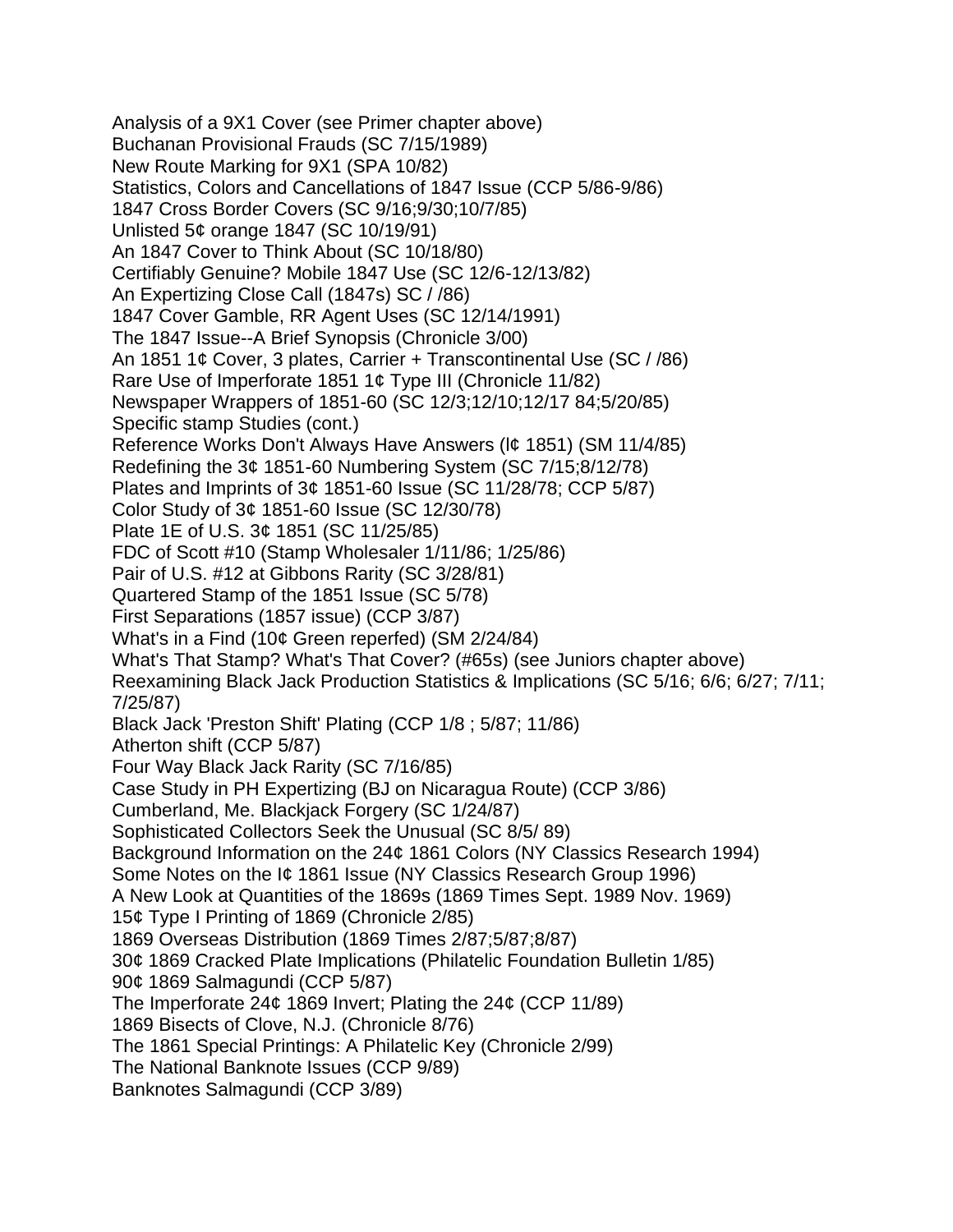Analysis of a 9X1 Cover (see Primer chapter above)
Buchanan Provisional Frauds (SC 7/15/1989)
New Route Marking for 9X1 (SPA 10/82)
Statistics, Colors and Cancellations of 1847 Issue (CCP 5/86-9/86)
1847 Cross Border Covers (SC 9/16;9/30;10/7/85)
Unlisted 5¢ orange 1847 (SC 10/19/91)
An 1847 Cover to Think About (SC 10/18/80)
Certifiably Genuine? Mobile 1847 Use (SC 12/6-12/13/82)
An Expertizing Close Call (1847s) SC / /86)
1847 Cover Gamble, RR Agent Uses (SC 12/14/1991)
The 1847 Issue--A Brief Synopsis (Chronicle 3/00)
An 1851 1¢ Cover, 3 plates, Carrier + Transcontinental Use (SC / /86)
Rare Use of Imperforate 1851 1¢ Type III (Chronicle 11/82)
Newspaper Wrappers of 1851-60 (SC 12/3;12/10;12/17 84;5/20/85)
Specific stamp Studies (cont.)
Reference Works Don't Always Have Answers (l¢ 1851) (SM 11/4/85)
Redefining the 3¢ 1851-60 Numbering System (SC 7/15;8/12/78)
Plates and Imprints of 3¢ 1851-60 Issue (SC 11/28/78; CCP 5/87)
Color Study of 3¢ 1851-60 Issue (SC 12/30/78)
Plate 1E of U.S. 3¢ 1851 (SC 11/25/85)
FDC of Scott #10 (Stamp Wholesaler 1/11/86; 1/25/86)
Pair of U.S. #12 at Gibbons Rarity (SC 3/28/81)
Quartered Stamp of the 1851 Issue (SC 5/78)
First Separations (1857 issue) (CCP 3/87)
What's in a Find (10¢ Green reperfed) (SM 2/24/84)
What's That Stamp? What's That Cover? (#65s) (see Juniors chapter above)
Reexamining Black Jack Production Statistics & Implications (SC 5/16; 6/6; 6/27; 7/11; 7/25/87)
Black Jack 'Preston Shift' Plating (CCP 1/8 ; 5/87; 11/86)
Atherton shift (CCP 5/87)
Four Way Black Jack Rarity (SC 7/16/85)
Case Study in PH Expertizing (BJ on Nicaragua Route) (CCP 3/86)
Cumberland, Me. Blackjack Forgery (SC 1/24/87)
Sophisticated Collectors Seek the Unusual (SC 8/5/ 89)
Background Information on the 24¢ 1861 Colors (NY Classics Research 1994)
Some Notes on the I¢ 1861 Issue (NY Classics Research Group 1996)
A New Look at Quantities of the 1869s (1869 Times Sept. 1989 Nov. 1969)
15¢ Type I Printing of 1869 (Chronicle 2/85)
1869 Overseas Distribution (1869 Times 2/87;5/87;8/87)
30¢ 1869 Cracked Plate Implications (Philatelic Foundation Bulletin 1/85)
90¢ 1869 Salmagundi (CCP 5/87)
The Imperforate 24¢ 1869 Invert; Plating the 24¢ (CCP 11/89)
1869 Bisects of Clove, N.J. (Chronicle 8/76)
The 1861 Special Printings: A Philatelic Key (Chronicle 2/99)
The National Banknote Issues (CCP 9/89)
Banknotes Salmagundi (CCP 3/89)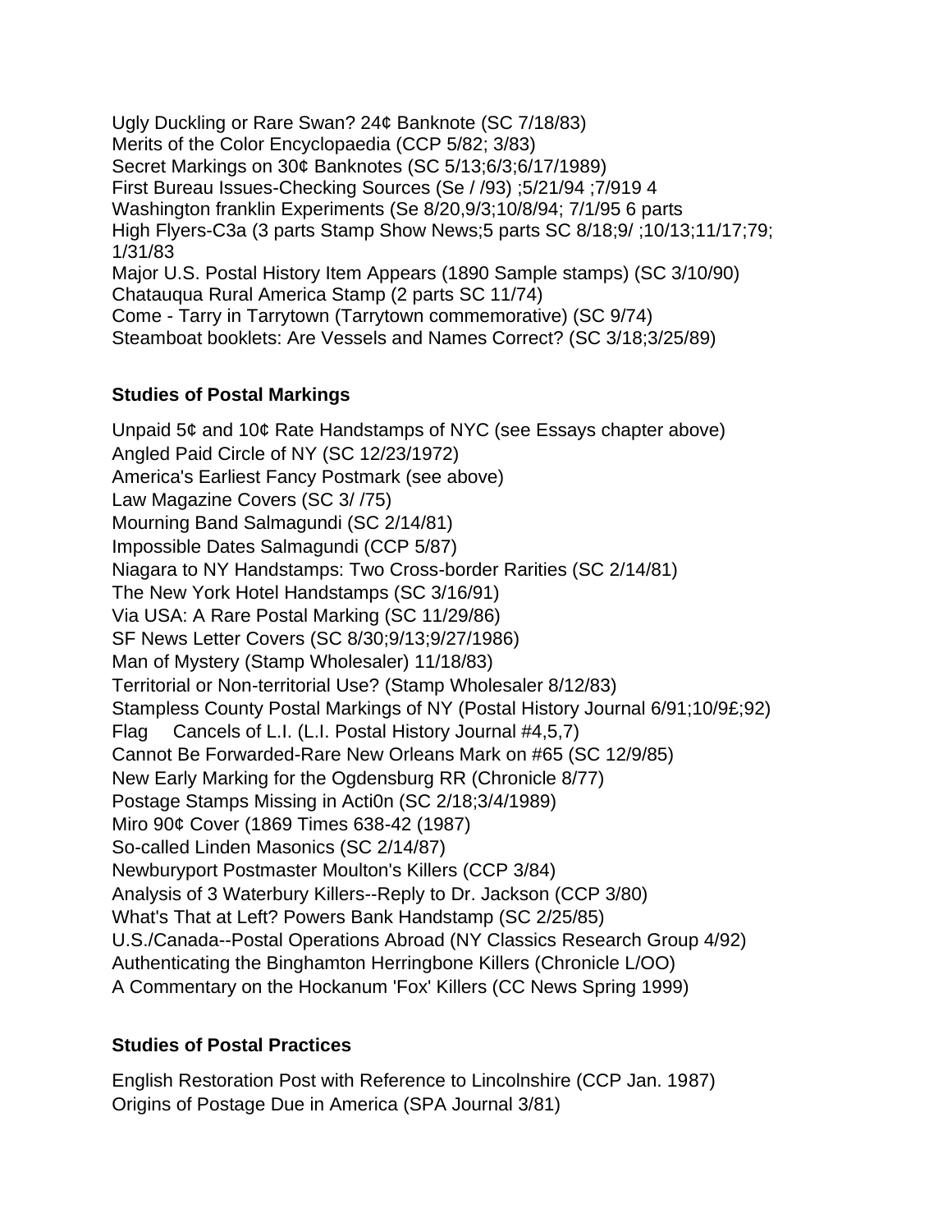Ugly Duckling or Rare Swan? 24¢ Banknote (SC 7/18/83)
Merits of the Color Encyclopaedia (CCP 5/82; 3/83)
Secret Markings on 30¢ Banknotes (SC 5/13;6/3;6/17/1989)
First Bureau Issues-Checking Sources (Se / /93) ;5/21/94 ;7/919 4
Washington franklin Experiments (Se 8/20,9/3;10/8/94; 7/1/95 6 parts
High Flyers-C3a (3 parts Stamp Show News;5 parts SC 8/18;9/ ;10/13;11/17;79; 1/31/83
Major U.S. Postal History Item Appears (1890 Sample stamps) (SC 3/10/90)
Chatauqua Rural America Stamp (2 parts SC 11/74)
Come - Tarry in Tarrytown (Tarrytown commemorative) (SC 9/74)
Steamboat booklets: Are Vessels and Names Correct? (SC 3/18;3/25/89)

**Studies of Postal Markings**

Unpaid 5¢ and 10¢ Rate Handstamps of NYC (see Essays chapter above)
Angled Paid Circle of NY (SC 12/23/1972)
America's Earliest Fancy Postmark (see above)
Law Magazine Covers (SC 3/ /75)
Mourning Band Salmagundi (SC 2/14/81)
Impossible Dates Salmagundi (CCP 5/87)
Niagara to NY Handstamps: Two Cross-border Rarities (SC 2/14/81)
The New York Hotel Handstamps (SC 3/16/91)
Via USA: A Rare Postal Marking (SC 11/29/86)
SF News Letter Covers (SC 8/30;9/13;9/27/1986)
Man of Mystery (Stamp Wholesaler) 11/18/83)
Territorial or Non-territorial Use? (Stamp Wholesaler 8/12/83)
Stampless County Postal Markings of NY (Postal History Journal 6/91;10/9£;92)
Flag Cancels of L.I. (L.I. Postal History Journal #4,5,7)
Cannot Be Forwarded-Rare New Orleans Mark on #65 (SC 12/9/85)
New Early Marking for the Ogdensburg RR (Chronicle 8/77)
Postage Stamps Missing in Acti0n (SC 2/18;3/4/1989)
Miro 90¢ Cover (1869 Times 638-42 (1987)
So-called Linden Masonics (SC 2/14/87)
Newburyport Postmaster Moulton's Killers (CCP 3/84)
Analysis of 3 Waterbury Killers--Reply to Dr. Jackson (CCP 3/80)
What's That at Left? Powers Bank Handstamp (SC 2/25/85)
U.S./Canada--Postal Operations Abroad (NY Classics Research Group 4/92)
Authenticating the Binghamton Herringbone Killers (Chronicle L/OO)
A Commentary on the Hockanum 'Fox' Killers (CC News Spring 1999)

**Studies of Postal Practices**

English Restoration Post with Reference to Lincolnshire (CCP Jan. 1987)
Origins of Postage Due in America (SPA Journal 3/81)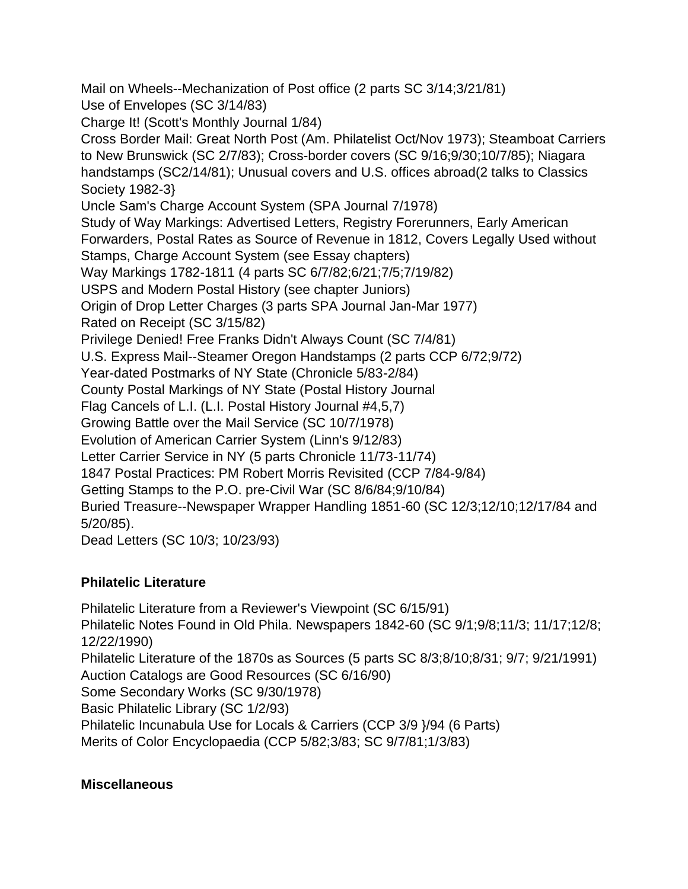Mail on Wheels--Mechanization of Post office (2 parts SC 3/14;3/21/81)
Use of Envelopes (SC 3/14/83)
Charge It! (Scott's Monthly Journal 1/84)
Cross Border Mail: Great North Post (Am. Philatelist Oct/Nov 1973); Steamboat Carriers to New Brunswick (SC 2/7/83); Cross-border covers (SC 9/16;9/30;10/7/85); Niagara handstamps (SC2/14/81); Unusual covers and U.S. offices abroad(2 talks to Classics Society 1982-3}
Uncle Sam's Charge Account System (SPA Journal 7/1978)
Study of Way Markings: Advertised Letters, Registry Forerunners, Early American Forwarders, Postal Rates as Source of Revenue in 1812, Covers Legally Used without Stamps, Charge Account System (see Essay chapters)
Way Markings 1782-1811 (4 parts SC 6/7/82;6/21;7/5;7/19/82)
USPS and Modern Postal History (see chapter Juniors)
Origin of Drop Letter Charges (3 parts SPA Journal Jan-Mar 1977)
Rated on Receipt (SC 3/15/82)
Privilege Denied! Free Franks Didn't Always Count (SC 7/4/81)
U.S. Express Mail--Steamer Oregon Handstamps (2 parts CCP 6/72;9/72)
Year-dated Postmarks of NY State (Chronicle 5/83-2/84)
County Postal Markings of NY State (Postal History Journal
Flag Cancels of L.I. (L.I. Postal History Journal #4,5,7)
Growing Battle over the Mail Service (SC 10/7/1978)
Evolution of American Carrier System (Linn's 9/12/83)
Letter Carrier Service in NY (5 parts Chronicle 11/73-11/74)
1847 Postal Practices: PM Robert Morris Revisited (CCP 7/84-9/84)
Getting Stamps to the P.O. pre-Civil War (SC 8/6/84;9/10/84)
Buried Treasure--Newspaper Wrapper Handling 1851-60 (SC 12/3;12/10;12/17/84 and 5/20/85).
Dead Letters (SC 10/3; 10/23/93)

**Philatelic Literature**

Philatelic Literature from a Reviewer's Viewpoint (SC 6/15/91)
Philatelic Notes Found in Old Phila. Newspapers 1842-60 (SC 9/1;9/8;11/3; 11/17;12/8; 12/22/1990)
Philatelic Literature of the 1870s as Sources (5 parts SC 8/3;8/10;8/31; 9/7; 9/21/1991)
Auction Catalogs are Good Resources (SC 6/16/90)
Some Secondary Works (SC 9/30/1978)
Basic Philatelic Library (SC 1/2/93)
Philatelic Incunabula Use for Locals & Carriers (CCP 3/9 }/94 (6 Parts)
Merits of Color Encyclopaedia (CCP 5/82;3/83; SC 9/7/81;1/3/83)

**Miscellaneous**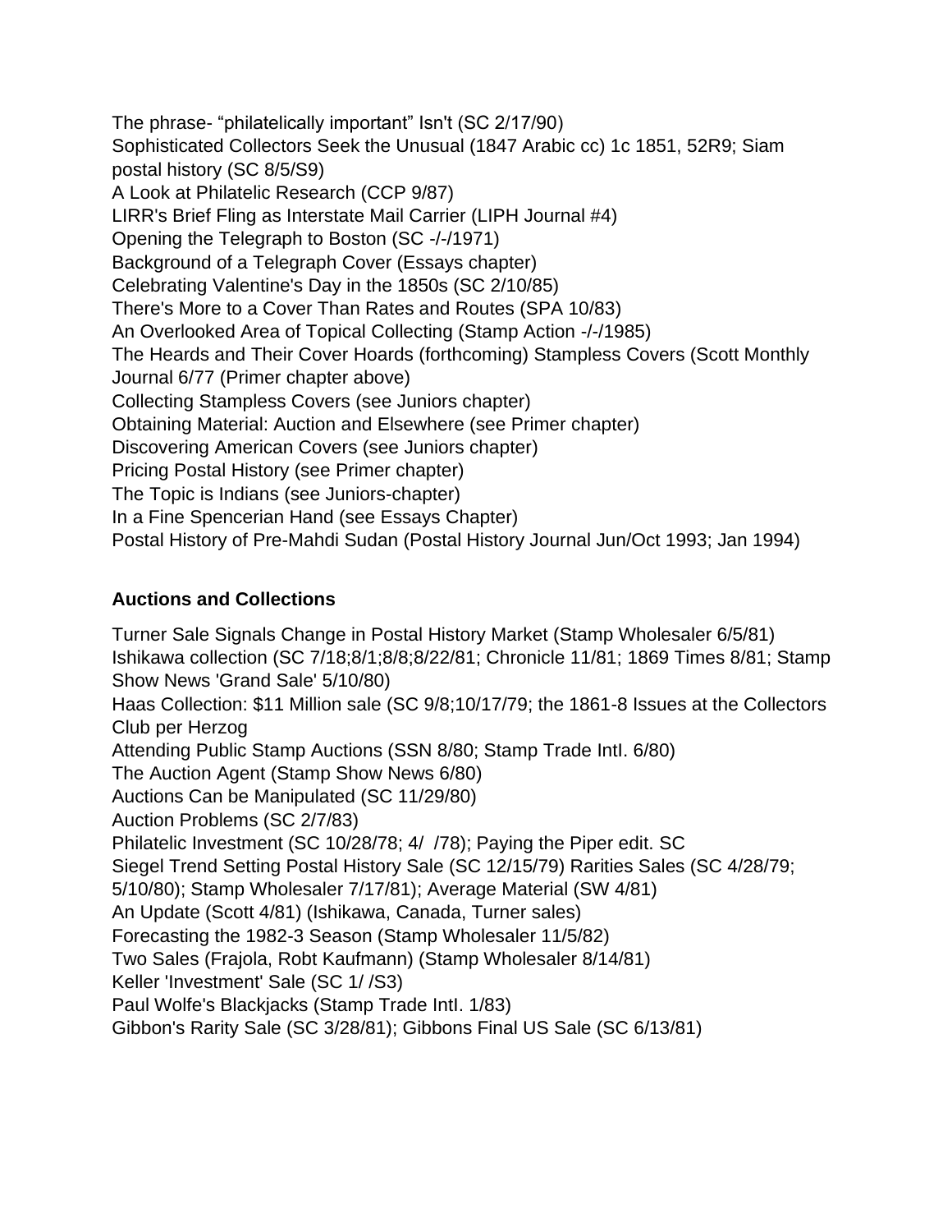The phrase- “philatelically important” Isn't (SC 2/17/90)
Sophisticated Collectors Seek the Unusual (1847 Arabic cc) 1c 1851, 52R9; Siam postal history (SC 8/5/S9)
A Look at Philatelic Research (CCP 9/87)
LIRR's Brief Fling as Interstate Mail Carrier (LIPH Journal #4)
Opening the Telegraph to Boston (SC -/-/1971)
Background of a Telegraph Cover (Essays chapter)
Celebrating Valentine's Day in the 1850s (SC 2/10/85)
There's More to a Cover Than Rates and Routes (SPA 10/83)
An Overlooked Area of Topical Collecting (Stamp Action -/-/1985)
The Heards and Their Cover Hoards (forthcoming) Stampless Covers (Scott Monthly Journal 6/77 (Primer chapter above)
Collecting Stampless Covers (see Juniors chapter)
Obtaining Material: Auction and Elsewhere (see Primer chapter)
Discovering American Covers (see Juniors chapter)
Pricing Postal History (see Primer chapter)
The Topic is Indians (see Juniors-chapter)
In a Fine Spencerian Hand (see Essays Chapter)
Postal History of Pre-Mahdi Sudan (Postal History Journal Jun/Oct 1993; Jan 1994)

**Auctions and Collections**

Turner Sale Signals Change in Postal History Market (Stamp Wholesaler 6/5/81)
Ishikawa collection (SC 7/18;8/1;8/8;8/22/81; Chronicle 11/81; 1869 Times 8/81; Stamp Show News 'Grand Sale' 5/10/80)
Haas Collection: $11 Million sale (SC 9/8;10/17/79; the 1861-8 Issues at the Collectors Club per Herzog
Attending Public Stamp Auctions (SSN 8/80; Stamp Trade Intl. 6/80)
The Auction Agent (Stamp Show News 6/80)
Auctions Can be Manipulated (SC 11/29/80)
Auction Problems (SC 2/7/83)
Philatelic Investment (SC 10/28/78; 4/  /78); Paying the Piper edit. SC
Siegel Trend Setting Postal History Sale (SC 12/15/79) Rarities Sales (SC 4/28/79; 5/10/80); Stamp Wholesaler 7/17/81); Average Material (SW 4/81)
An Update (Scott 4/81) (Ishikawa, Canada, Turner sales)
Forecasting the 1982-3 Season (Stamp Wholesaler 11/5/82)
Two Sales (Frajola, Robt Kaufmann) (Stamp Wholesaler 8/14/81)
Keller 'Investment' Sale (SC 1/ /S3)
Paul Wolfe's Blackjacks (Stamp Trade Intl. 1/83)
Gibbon's Rarity Sale (SC 3/28/81); Gibbons Final US Sale (SC 6/13/81)